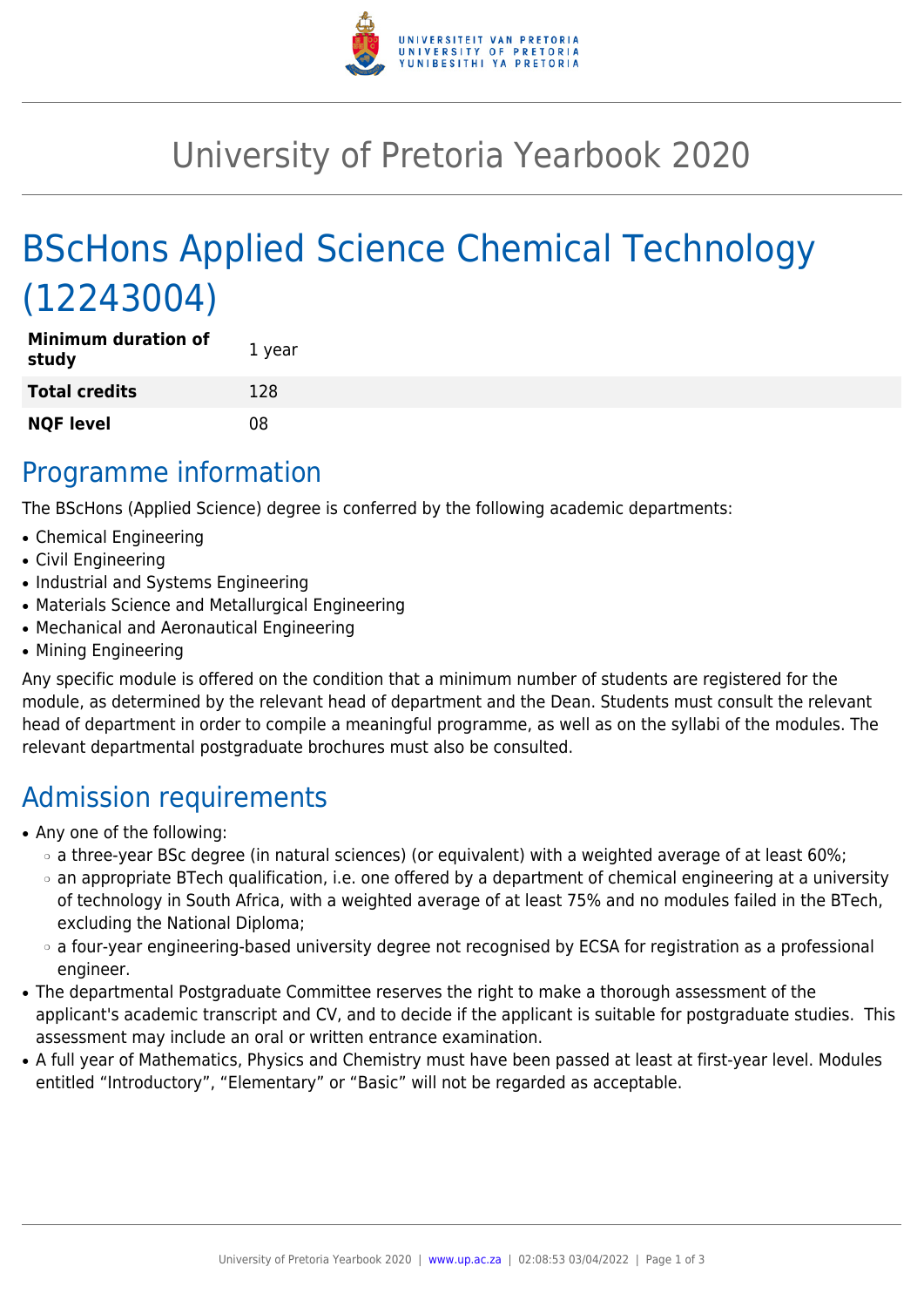# University of Pretoria Yearbook 2020

# BScHons Applied Science Chemical Technology (12243004)

| | |
|---|---|
| **Minimum duration of study** | 1 year |
| **Total credits** | 128 |
| **NQF level** | 08 |

## Programme information

The BScHons (Applied Science) degree is conferred by the following academic departments:

- Chemical Engineering
- Civil Engineering
- Industrial and Systems Engineering
- Materials Science and Metallurgical Engineering
- Mechanical and Aeronautical Engineering
- Mining Engineering

Any specific module is offered on the condition that a minimum number of students are registered for the module, as determined by the relevant head of department and the Dean. Students must consult the relevant head of department in order to compile a meaningful programme, as well as on the syllabi of the modules. The relevant departmental postgraduate brochures must also be consulted.

## Admission requirements

- Any one of the following:
  - a three-year BSc degree (in natural sciences) (or equivalent) with a weighted average of at least 60%;
  - an appropriate BTech qualification, i.e. one offered by a department of chemical engineering at a university of technology in South Africa, with a weighted average of at least 75% and no modules failed in the BTech, excluding the National Diploma;
  - a four-year engineering-based university degree not recognised by ECSA for registration as a professional engineer.
- The departmental Postgraduate Committee reserves the right to make a thorough assessment of the applicant's academic transcript and CV, and to decide if the applicant is suitable for postgraduate studies. This assessment may include an oral or written entrance examination.
- A full year of Mathematics, Physics and Chemistry must have been passed at least at first-year level. Modules entitled "Introductory", "Elementary" or "Basic" will not be regarded as acceptable.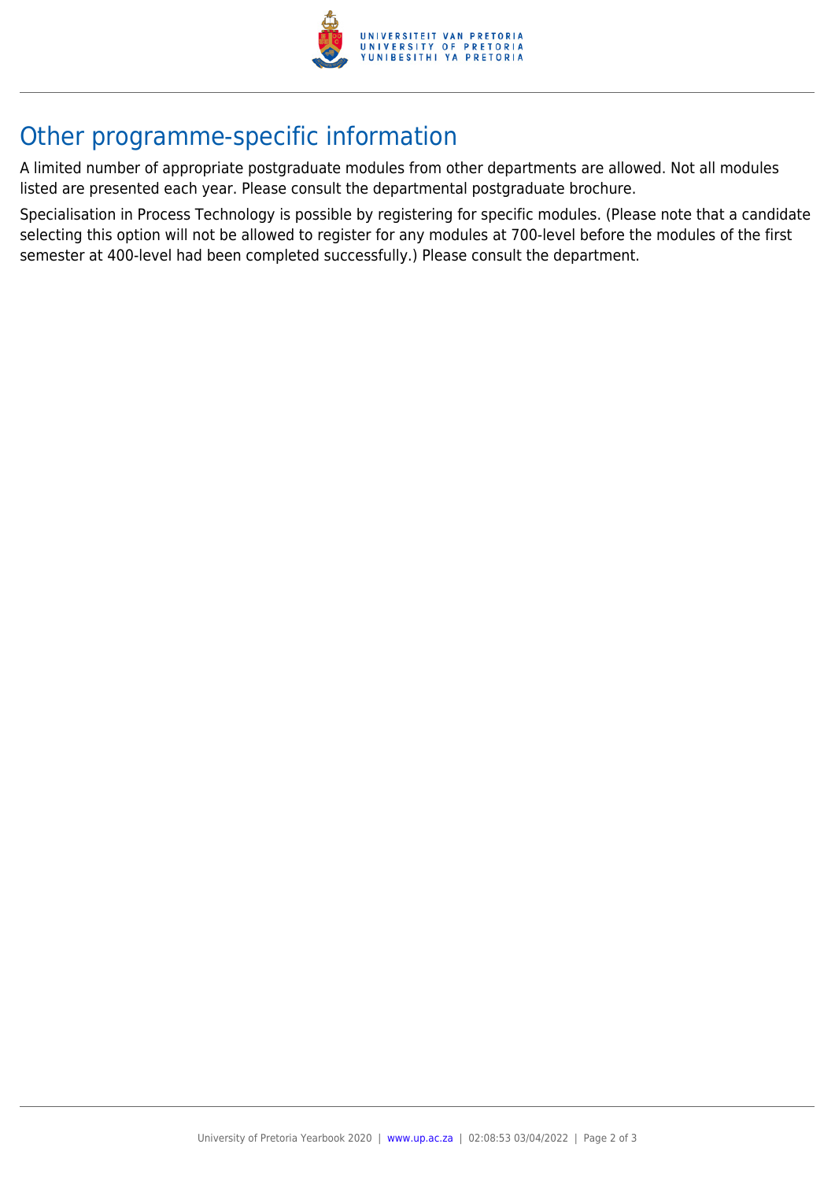# Other programme-specific information

A limited number of appropriate postgraduate modules from other departments are allowed. Not all modules listed are presented each year. Please consult the departmental postgraduate brochure.

Specialisation in Process Technology is possible by registering for specific modules. (Please note that a candidate selecting this option will not be allowed to register for any modules at 700-level before the modules of the first semester at 400-level had been completed successfully.) Please consult the department.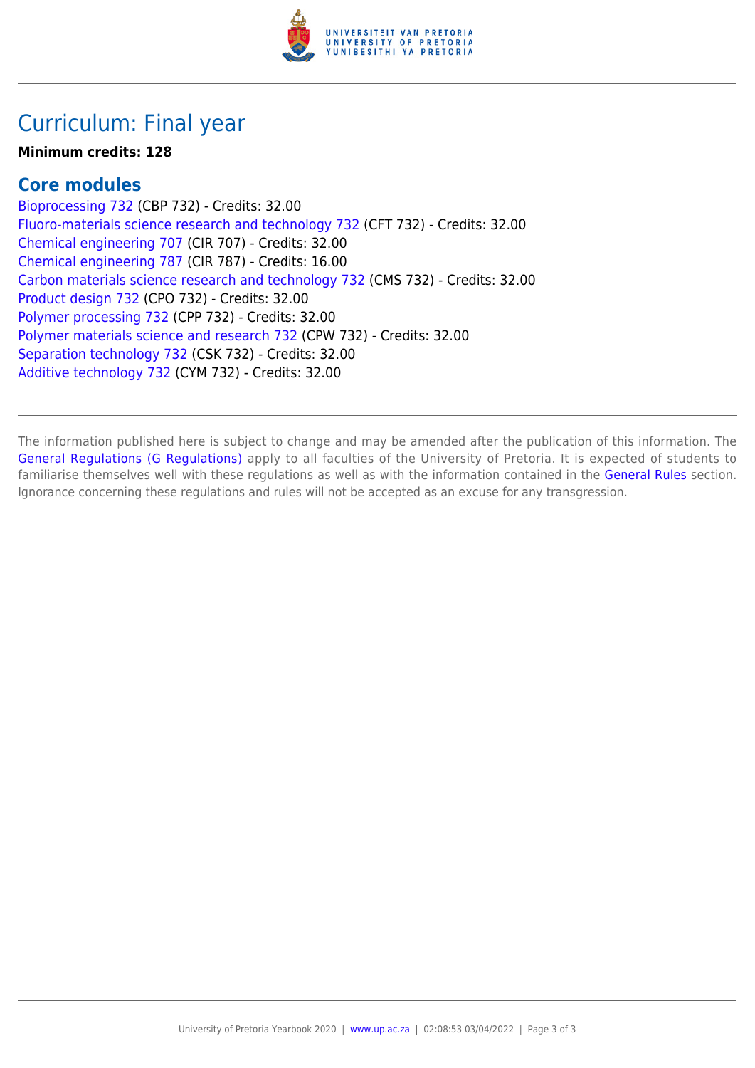# Curriculum: Final year

**Minimum credits: 128**

## Core modules

Bioprocessing 732 (CBP 732) - Credits: 32.00
Fluoro-materials science research and technology 732 (CFT 732) - Credits: 32.00
Chemical engineering 707 (CIR 707) - Credits: 32.00
Chemical engineering 787 (CIR 787) - Credits: 16.00
Carbon materials science research and technology 732 (CMS 732) - Credits: 32.00
Product design 732 (CPO 732) - Credits: 32.00
Polymer processing 732 (CPP 732) - Credits: 32.00
Polymer materials science and research 732 (CPW 732) - Credits: 32.00
Separation technology 732 (CSK 732) - Credits: 32.00
Additive technology 732 (CYM 732) - Credits: 32.00

The information published here is subject to change and may be amended after the publication of this information. The General Regulations (G Regulations) apply to all faculties of the University of Pretoria. It is expected of students to familiarise themselves well with these regulations as well as with the information contained in the General Rules section. Ignorance concerning these regulations and rules will not be accepted as an excuse for any transgression.